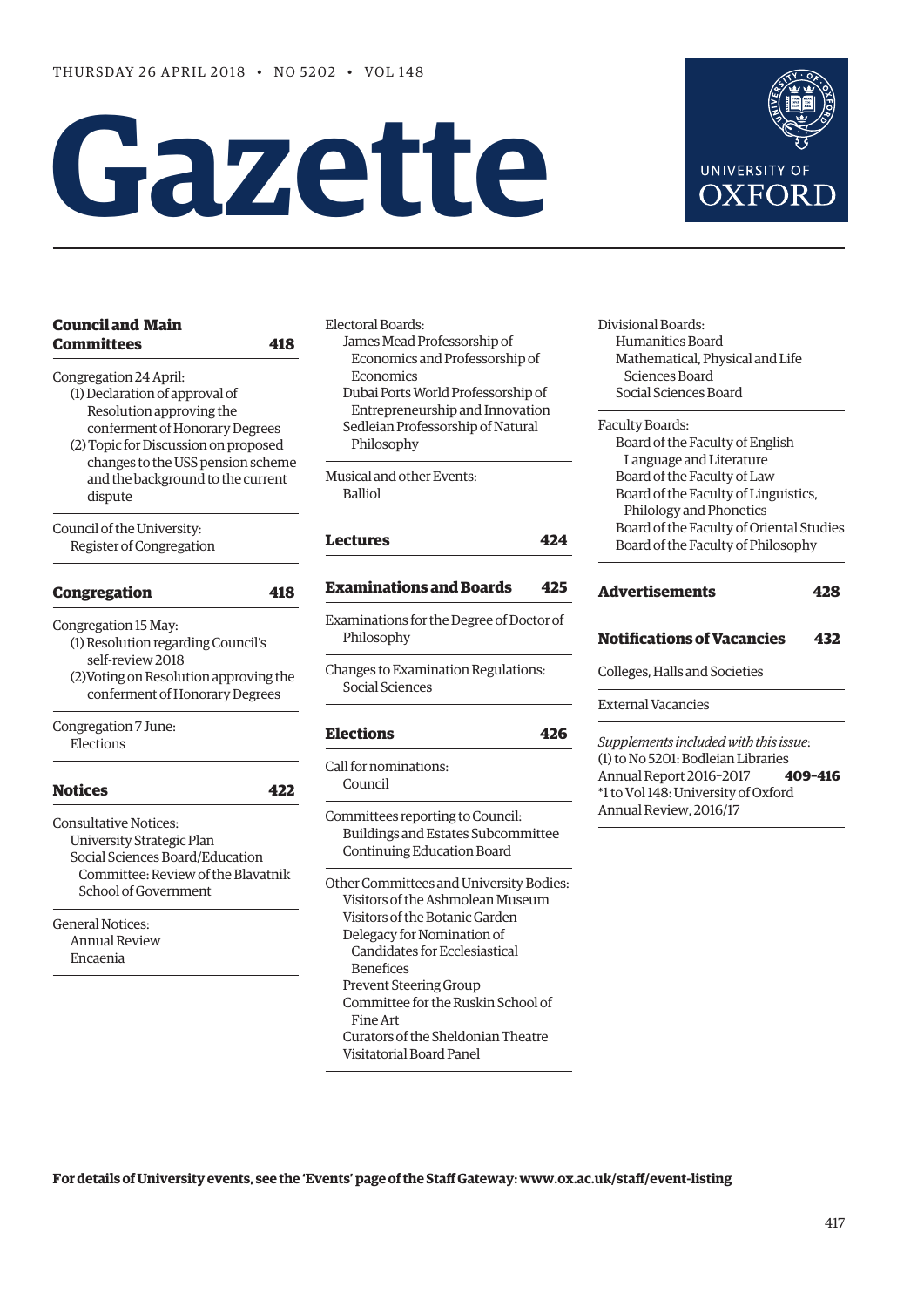THURSDAY 26 APRIL 2018 • NO 5202 • VOL 148

# Gazette

UNIVERSITY OF OXFORD

**Council and Main Committees** **418**

Congregation 24 April:
- (1) Declaration of approval of Resolution approving the conferment of Honorary Degrees
- (2) Topic for Discussion on proposed changes to the USS pension scheme and the background to the current dispute

Council of the University:
- Register of Congregation

**Congregation** **418**

Congregation 15 May:
- (1) Resolution regarding Council's self-review 2018
- (2) Voting on Resolution approving the conferment of Honorary Degrees

Congregation 7 June:
- Elections

**Notices** **422**

Consultative Notices:
- University Strategic Plan
- Social Sciences Board/Education Committee: Review of the Blavatnik School of Government

General Notices:
- Annual Review
- Encaenia

Electoral Boards:
- James Mead Professorship of Economics and Professorship of Economics
- Dubai Ports World Professorship of Entrepreneurship and Innovation
- Sedleian Professorship of Natural Philosophy

Musical and other Events:
- Balliol

**Lectures** **424**

**Examinations and Boards** **425**

Examinations for the Degree of Doctor of Philosophy

Changes to Examination Regulations:
- Social Sciences

**Elections** **426**

Call for nominations:
- Council

Committees reporting to Council:
- Buildings and Estates Subcommittee
- Continuing Education Board

Other Committees and University Bodies:
- Visitors of the Ashmolean Museum
- Visitors of the Botanic Garden
- Delegacy for Nomination of Candidates for Ecclesiastical Benefices
- Prevent Steering Group
- Committee for the Ruskin School of Fine Art
- Curators of the Sheldonian Theatre
- Visitatorial Board Panel

Divisional Boards:
- Humanities Board
- Mathematical, Physical and Life Sciences Board
- Social Sciences Board

Faculty Boards:
- Board of the Faculty of English Language and Literature
- Board of the Faculty of Law
- Board of the Faculty of Linguistics, Philology and Phonetics
- Board of the Faculty of Oriental Studies
- Board of the Faculty of Philosophy

**Advertisements** **428**

**Notifications of Vacancies** **432**

Colleges, Halls and Societies

External Vacancies

*Supplements included with this issue*:
(1) to No 5201: Bodleian Libraries Annual Report 2016–2017 **409–416**
*1 to Vol 148: University of Oxford Annual Review, 2016/17

**For details of University events, see the 'Events' page of the Staff Gateway: www.ox.ac.uk/staff/event-listing**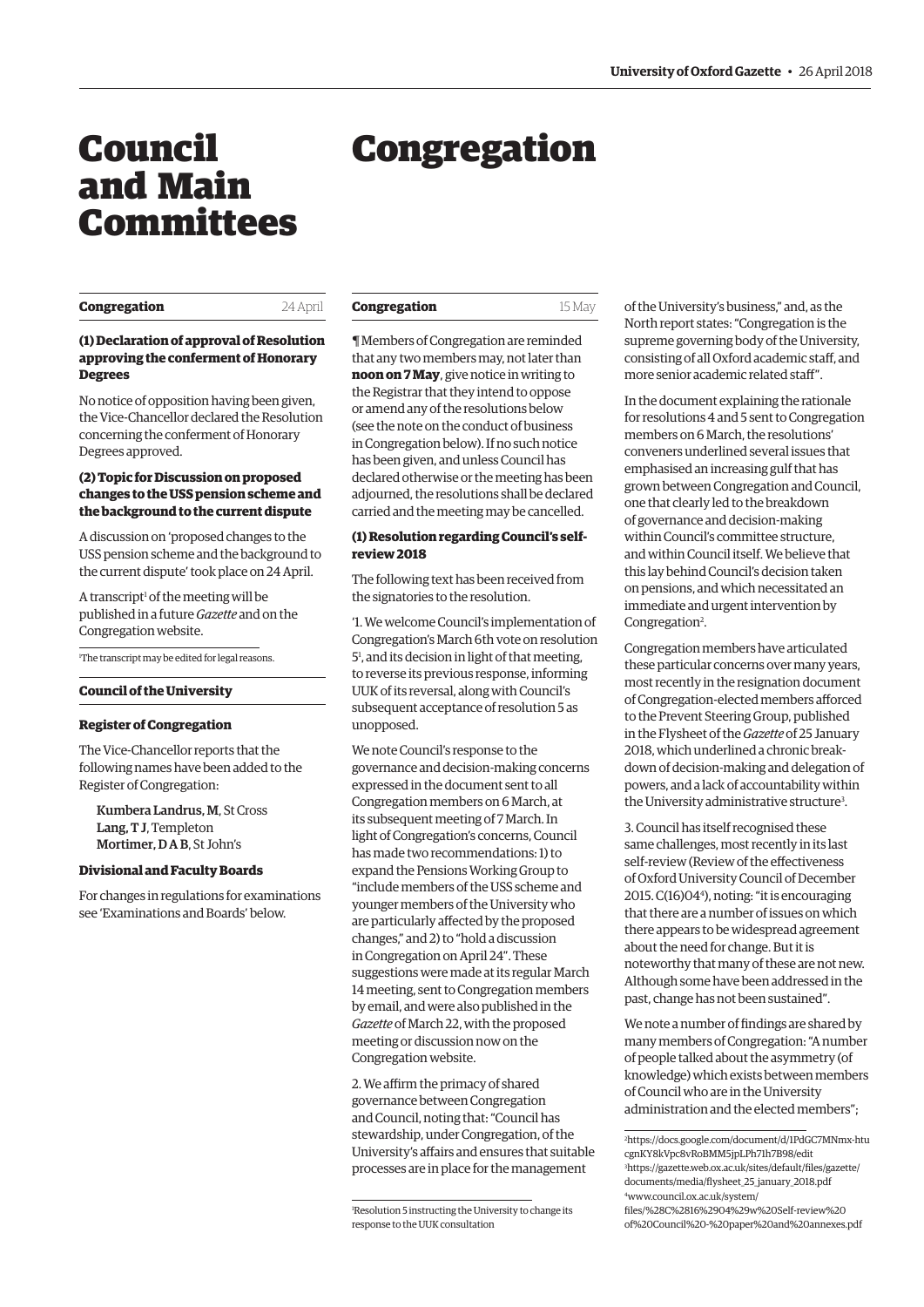# Council and Main Committees

## Congregation

**Congregation** 24 April

### (1) Declaration of approval of Resolution approving the conferment of Honorary Degrees

No notice of opposition having been given, the Vice-Chancellor declared the Resolution concerning the conferment of Honorary Degrees approved.

### (2) Topic for Discussion on proposed changes to the USS pension scheme and the background to the current dispute

A discussion on 'proposed changes to the USS pension scheme and the background to the current dispute' took place on 24 April.

A transcript[1] of the meeting will be published in a future *Gazette* and on the Congregation website.

[1]The transcript may be edited for legal reasons.

**Council of the University**

**Register of Congregation**

The Vice-Chancellor reports that the following names have been added to the Register of Congregation:

Kumbera Landrus, M, St Cross
Lang, T J, Templeton
Mortimer, D A B, St John's

**Divisional and Faculty Boards**

For changes in regulations for examinations see 'Examinations and Boards' below.

**Congregation** 15 May

¶ Members of Congregation are reminded that any two members may, not later than **noon on 7 May**, give notice in writing to the Registrar that they intend to oppose or amend any of the resolutions below (see the note on the conduct of business in Congregation below). If no such notice has been given, and unless Council has declared otherwise or the meeting has been adjourned, the resolutions shall be declared carried and the meeting may be cancelled.

### (1) Resolution regarding Council's self-review 2018

The following text has been received from the signatories to the resolution.

'1. We welcome Council's implementation of Congregation's March 6th vote on resolution 5[1], and its decision in light of that meeting, to reverse its previous response, informing UUK of its reversal, along with Council's subsequent acceptance of resolution 5 as unopposed.

We note Council's response to the governance and decision-making concerns expressed in the document sent to all Congregation members on 6 March, at its subsequent meeting of 7 March. In light of Congregation's concerns, Council has made two recommendations: 1) to expand the Pensions Working Group to "include members of the USS scheme and younger members of the University who are particularly affected by the proposed changes," and 2) to "hold a discussion in Congregation on April 24". These suggestions were made at its regular March 14 meeting, sent to Congregation members by email, and were also published in the *Gazette* of March 22, with the proposed meeting or discussion now on the Congregation website.

2. We affirm the primacy of shared governance between Congregation and Council, noting that: "Council has stewardship, under Congregation, of the University's affairs and ensures that suitable processes are in place for the management of the University's business," and, as the North report states: "Congregation is the supreme governing body of the University, consisting of all Oxford academic staff, and more senior academic related staff".

In the document explaining the rationale for resolutions 4 and 5 sent to Congregation members on 6 March, the resolutions' conveners underlined several issues that emphasised an increasing gulf that has grown between Congregation and Council, one that clearly led to the breakdown of governance and decision-making within Council's committee structure, and within Council itself. We believe that this lay behind Council's decision taken on pensions, and which necessitated an immediate and urgent intervention by Congregation[2].

Congregation members have articulated these particular concerns over many years, most recently in the resignation document of Congregation-elected members afforced to the Prevent Steering Group, published in the Flysheet of the *Gazette* of 25 January 2018, which underlined a chronic breakdown of decision-making and delegation of powers, and a lack of accountability within the University administrative structure[3].

3. Council has itself recognised these same challenges, most recently in its last self-review (Review of the effectiveness of Oxford University Council of December 2015. C(16)04[4]), noting: "it is encouraging that there are a number of issues on which there appears to be widespread agreement about the need for change. But it is noteworthy that many of these are not new. Although some have been addressed in the past, change has not been sustained".

We note a number of findings are shared by many members of Congregation: "A number of people talked about the asymmetry (of knowledge) which exists between members of Council who are in the University administration and the elected members";

[1]Resolution 5 instructing the University to change its response to the UUK consultation

[2]https://docs.google.com/document/d/1PdGC7MNmx-htucgnKY8kVpc8vRoBMM5jpLPh71h7B98/edit

[3]https://gazette.web.ox.ac.uk/sites/default/files/gazette/documents/media/flysheet_25_january_2018.pdf

[4]www.council.ox.ac.uk/system/files/%28C%2816%2904%29w%20Self-review%20of%20Council%20-%20paper%20and%20annexes.pdf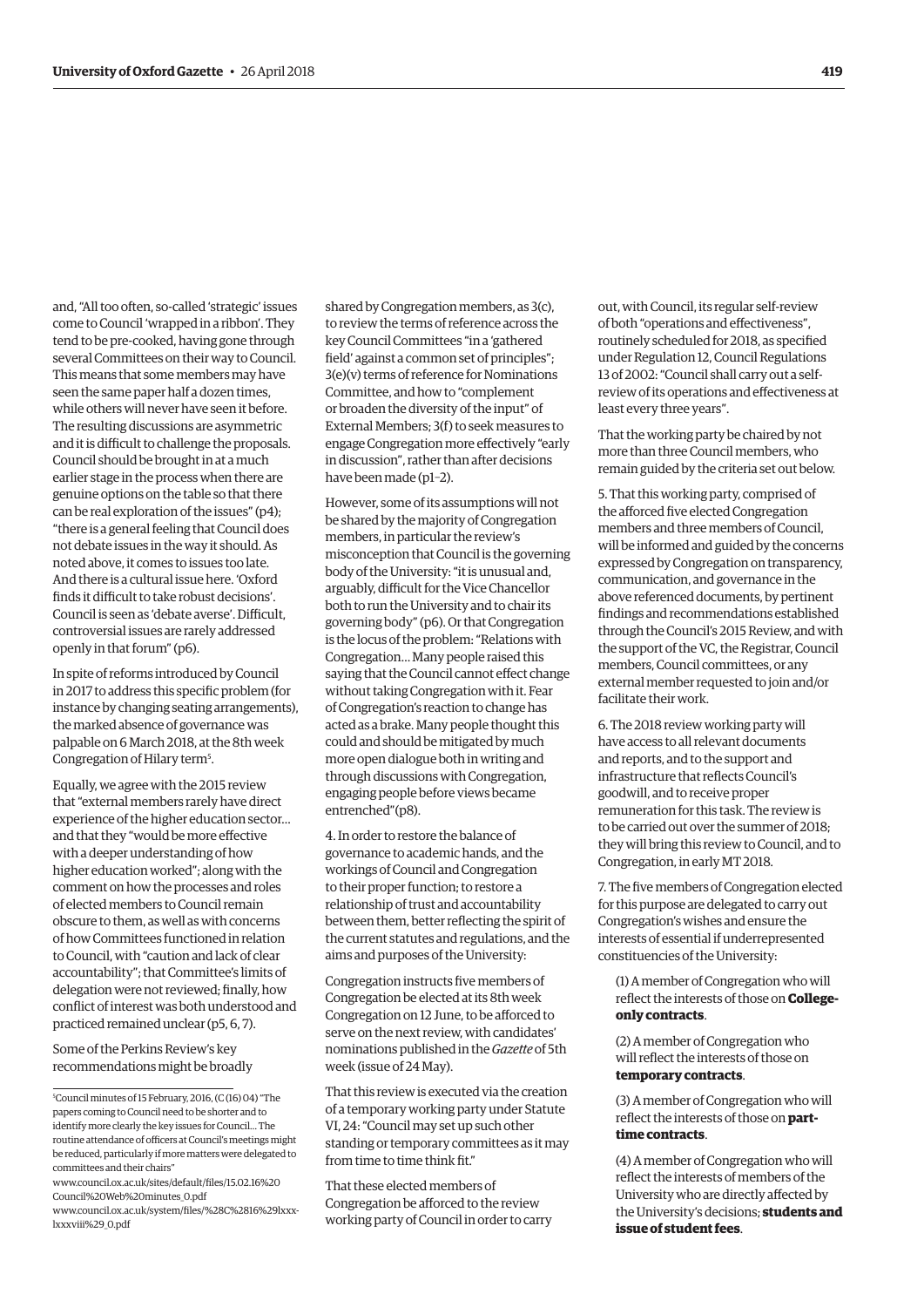and, "All too often, so-called 'strategic' issues come to Council 'wrapped in a ribbon'. They tend to be pre-cooked, having gone through several Committees on their way to Council. This means that some members may have seen the same paper half a dozen times, while others will never have seen it before. The resulting discussions are asymmetric and it is difficult to challenge the proposals. Council should be brought in at a much earlier stage in the process when there are genuine options on the table so that there can be real exploration of the issues" (p4); "there is a general feeling that Council does not debate issues in the way it should. As noted above, it comes to issues too late. And there is a cultural issue here. 'Oxford finds it difficult to take robust decisions'. Council is seen as 'debate averse'. Difficult, controversial issues are rarely addressed openly in that forum" (p6).

In spite of reforms introduced by Council in 2017 to address this specific problem (for instance by changing seating arrangements), the marked absence of governance was palpable on 6 March 2018, at the 8th week Congregation of Hilary term[5].

Equally, we agree with the 2015 review that "external members rarely have direct experience of the higher education sector… and that they "would be more effective with a deeper understanding of how higher education worked"; along with the comment on how the processes and roles of elected members to Council remain obscure to them, as well as with concerns of how Committees functioned in relation to Council, with "caution and lack of clear accountability"; that Committee's limits of delegation were not reviewed; finally, how conflict of interest was both understood and practiced remained unclear (p5, 6, 7).

Some of the Perkins Review's key recommendations might be broadly shared by Congregation members, as 3(c), to review the terms of reference across the key Council Committees "in a 'gathered field' against a common set of principles"; 3(e)(v) terms of reference for Nominations Committee, and how to "complement or broaden the diversity of the input" of External Members; 3(f) to seek measures to engage Congregation more effectively "early in discussion", rather than after decisions have been made (p1–2).

However, some of its assumptions will not be shared by the majority of Congregation members, in particular the review's misconception that Council is the governing body of the University: "it is unusual and, arguably, difficult for the Vice Chancellor both to run the University and to chair its governing body" (p6). Or that Congregation is the locus of the problem: "Relations with Congregation… Many people raised this saying that the Council cannot effect change without taking Congregation with it. Fear of Congregation's reaction to change has acted as a brake. Many people thought this could and should be mitigated by much more open dialogue both in writing and through discussions with Congregation, engaging people before views became entrenched"(p8).

4. In order to restore the balance of governance to academic hands, and the workings of Council and Congregation to their proper function; to restore a relationship of trust and accountability between them, better reflecting the spirit of the current statutes and regulations, and the aims and purposes of the University:

Congregation instructs five members of Congregation be elected at its 8th week Congregation on 12 June, to be afforced to serve on the next review, with candidates' nominations published in the *Gazette* of 5th week (issue of 24 May).

That this review is executed via the creation of a temporary working party under Statute VI, 24: "Council may set up such other standing or temporary committees as it may from time to time think fit."

That these elected members of Congregation be afforced to the review working party of Council in order to carry out, with Council, its regular self-review of both "operations and effectiveness", routinely scheduled for 2018, as specified under Regulation 12, Council Regulations 13 of 2002: "Council shall carry out a self-review of its operations and effectiveness at least every three years".

That the working party be chaired by not more than three Council members, who remain guided by the criteria set out below.

5. That this working party, comprised of the afforced five elected Congregation members and three members of Council, will be informed and guided by the concerns expressed by Congregation on transparency, communication, and governance in the above referenced documents, by pertinent findings and recommendations established through the Council's 2015 Review, and with the support of the VC, the Registrar, Council members, Council committees, or any external member requested to join and/or facilitate their work.

6. The 2018 review working party will have access to all relevant documents and reports, and to the support and infrastructure that reflects Council's goodwill, and to receive proper remuneration for this task. The review is to be carried out over the summer of 2018; they will bring this review to Council, and to Congregation, in early MT 2018.

7. The five members of Congregation elected for this purpose are delegated to carry out Congregation's wishes and ensure the interests of essential if underrepresented constituencies of the University:

(1) A member of Congregation who will reflect the interests of those on **College-only contracts**.

(2) A member of Congregation who will reflect the interests of those on **temporary contracts**.

(3) A member of Congregation who will reflect the interests of those on **part-time contracts**.

(4) A member of Congregation who will reflect the interests of members of the University who are directly affected by the University's decisions; **students and issue of student fees**.

---

[5] Council minutes of 15 February, 2016, (C(16) 04) "The papers coming to Council need to be shorter and to identify more clearly the key issues for Council… The routine attendance of officers at Council's meetings might be reduced, particularly if more matters were delegated to committees and their chairs"
www.council.ox.ac.uk/sites/default/files/15.02.16%20Council%20Web%20minutes_0.pdf
www.council.ox.ac.uk/system/files/%28C%2816%29lxxx-lxxxviii%29_0.pdf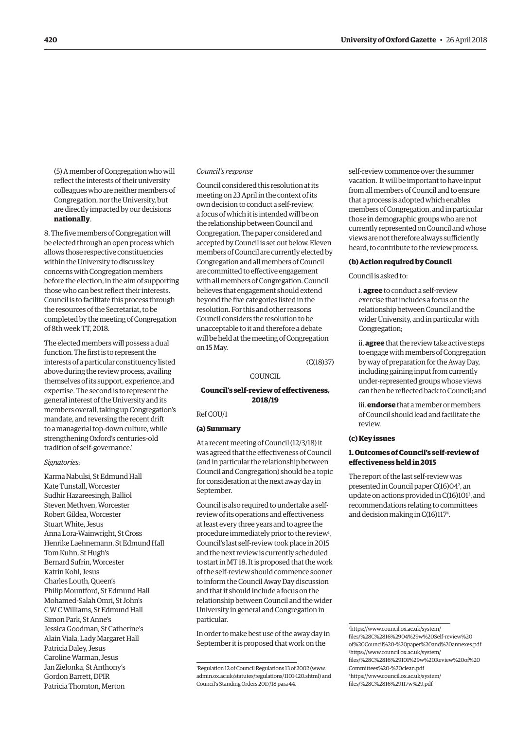(5) A member of Congregation who will reflect the interests of their university colleagues who are neither members of Congregation, nor the University, but are directly impacted by our decisions **nationally**.

8. The five members of Congregation will be elected through an open process which allows those respective constituencies within the University to discuss key concerns with Congregation members before the election, in the aim of supporting those who can best reflect their interests. Council is to facilitate this process through the resources of the Secretariat, to be completed by the meeting of Congregation of 8th week TT, 2018.

The elected members will possess a dual function. The first is to represent the interests of a particular constituency listed above during the review process, availing themselves of its support, experience, and expertise. The second is to represent the general interest of the University and its members overall, taking up Congregation's mandate, and reversing the recent drift to a managerial top-down culture, while strengthening Oxford's centuries-old tradition of self-governance.'

*Signatories*:

Karma Nabulsi, St Edmund Hall
Kate Tunstall, Worcester
Sudhir Hazareesingh, Balliol
Steven Methven, Worcester
Robert Gildea, Worcester
Stuart White, Jesus
Anna Lora-Wainwright, St Cross
Henrike Laehnemann, St Edmund Hall
Tom Kuhn, St Hugh's
Bernard Sufrin, Worcester
Katrin Kohl, Jesus
Charles Louth, Queen's
Philip Mountford, St Edmund Hall
Mohamed-Salah Omri, St John's
C W C Williams, St Edmund Hall
Simon Park, St Anne's
Jessica Goodman, St Catherine's
Alain Viala, Lady Margaret Hall
Patricia Daley, Jesus
Caroline Warman, Jesus
Jan Zielonka, St Anthony's
Gordon Barrett, DPIR
Patricia Thornton, Merton

*Council's response*

Council considered this resolution at its meeting on 23 April in the context of its own decision to conduct a self-review, a focus of which it is intended will be on the relationship between Council and Congregation. The paper considered and accepted by Council is set out below. Eleven members of Council are currently elected by Congregation and all members of Council are committed to effective engagement with all members of Congregation. Council believes that engagement should extend beyond the five categories listed in the resolution. For this and other reasons Council considers the resolution to be unacceptable to it and therefore a debate will be held at the meeting of Congregation on 15 May.

(C(18)37)

COUNCIL

**Council's self-review of effectiveness, 2018/19**

Ref COU/1

**(a) Summary**

At a recent meeting of Council (12/3/18) it was agreed that the effectiveness of Council (and in particular the relationship between Council and Congregation) should be a topic for consideration at the next away day in September.

Council is also required to undertake a self-review of its operations and effectiveness at least every three years and to agree the procedure immediately prior to the review[1]. Council's last self-review took place in 2015 and the next review is currently scheduled to start in MT 18. It is proposed that the work of the self-review should commence sooner to inform the Council Away Day discussion and that it should include a focus on the relationship between Council and the wider University in general and Congregation in particular.

In order to make best use of the away day in September it is proposed that work on the self-review commence over the summer vacation. It will be important to have input from all members of Council and to ensure that a process is adopted which enables members of Congregation, and in particular those in demographic groups who are not currently represented on Council and whose views are not therefore always sufficiently heard, to contribute to the review process.

**(b) Action required by Council**

Council is asked to:

i. **agree** to conduct a self-review exercise that includes a focus on the relationship between Council and the wider University, and in particular with Congregation;

ii. **agree** that the review take active steps to engage with members of Congregation by way of preparation for the Away Day, including gaining input from currently under-represented groups whose views can then be reflected back to Council; and

iii. **endorse** that a member or members of Council should lead and facilitate the review.

**(c) Key issues**

**1. Outcomes of Council's self-review of effectiveness held in 2015**

The report of the last self-review was presented in Council paper C(16)04[2], an update on actions provided in C(16)101[3], and recommendations relating to committees and decision making in C(16)117[4].

---

[1] Regulation 12 of Council Regulations 13 of 2002 (www.admin.ox.ac.uk/statutes/regulations/1101-120.shtml) and Council's Standing Orders 2017/18 para 44.

[2] https://www.council.ox.ac.uk/system/files/%28C%2816%2904%29w%20Self-review%20of%20Council%20-%20paper%20and%20annexes.pdf

[3] https://www.council.ox.ac.uk/system/files/%28C%2816%29101%29w%20Review%20of%20Committees%20-%20clean.pdf

[4] https://www.council.ox.ac.uk/system/files/%28C%2816%29117w%29.pdf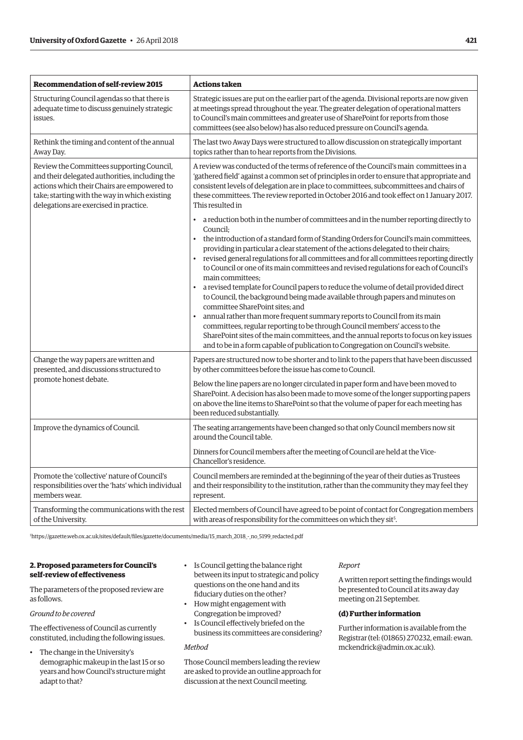| Recommendation of self-review 2015 | Actions taken |
|---|---|
| Structuring Council agendas so that there is adequate time to discuss genuinely strategic issues. | Strategic issues are put on the earlier part of the agenda. Divisional reports are now given at meetings spread throughout the year. The greater delegation of operational matters to Council's main committees and greater use of SharePoint for reports from those committees (see also below) has also reduced pressure on Council's agenda. |
| Rethink the timing and content of the annual Away Day. | The last two Away Days were structured to allow discussion on strategically important topics rather than to hear reports from the Divisions. |
| Review the Committees supporting Council, and their delegated authorities, including the actions which their Chairs are empowered to take; starting with the way in which existing delegations are exercised in practice. | A review was conducted of the terms of reference of the Council's main committees in a 'gathered field' against a common set of principles in order to ensure that appropriate and consistent levels of delegation are in place to committees, subcommittees and chairs of these committees. The review reported in October 2016 and took effect on 1 January 2017. This resulted in<br><br>• a reduction both in the number of committees and in the number reporting directly to Council;<br>• the introduction of a standard form of Standing Orders for Council's main committees, providing in particular a clear statement of the actions delegated to their chairs;<br>• revised general regulations for all committees and for all committees reporting directly to Council or one of its main committees and revised regulations for each of Council's main committees;<br>• a revised template for Council papers to reduce the volume of detail provided direct to Council, the background being made available through papers and minutes on committee SharePoint sites; and<br>• annual rather than more frequent summary reports to Council from its main committees, regular reporting to be through Council members' access to the SharePoint sites of the main committees, and the annual reports to focus on key issues and to be in a form capable of publication to Congregation on Council's website. |
| Change the way papers are written and presented, and discussions structured to promote honest debate. | Papers are structured now to be shorter and to link to the papers that have been discussed by other committees before the issue has come to Council.<br><br>Below the line papers are no longer circulated in paper form and have been moved to SharePoint. A decision has also been made to move some of the longer supporting papers on above the line items to SharePoint so that the volume of paper for each meeting has been reduced substantially. |
| Improve the dynamics of Council. | The seating arrangements have been changed so that only Council members now sit around the Council table.<br><br>Dinners for Council members after the meeting of Council are held at the Vice-Chancellor's residence. |
| Promote the 'collective' nature of Council's responsibilities over the 'hats' which individual members wear. | Council members are reminded at the beginning of the year of their duties as Trustees and their responsibility to the institution, rather than the community they may feel they represent. |
| Transforming the communications with the rest of the University. | Elected members of Council have agreed to be point of contact for Congregation members with areas of responsibility for the committees on which they sit[5]. |

[5]https://gazette.web.ox.ac.uk/sites/default/files/gazette/documents/media/15_march_2018_-_no_5199_redacted.pdf

**2. Proposed parameters for Council's self-review of effectiveness**

The parameters of the proposed review are as follows.

*Ground to be covered*

The effectiveness of Council as currently constituted, including the following issues.

- The change in the University's demographic makeup in the last 15 or so years and how Council's structure might adapt to that?
- Is Council getting the balance right between its input to strategic and policy questions on the one hand and its fiduciary duties on the other?
- How might engagement with Congregation be improved?
- Is Council effectively briefed on the business its committees are considering?

*Method*

Those Council members leading the review are asked to provide an outline approach for discussion at the next Council meeting.

*Report*

A written report setting the findings would be presented to Council at its away day meeting on 21 September.

**(d) Further information**

Further information is available from the Registrar (tel: (01865) 270232, email: ewan.mckendrick@admin.ox.ac.uk).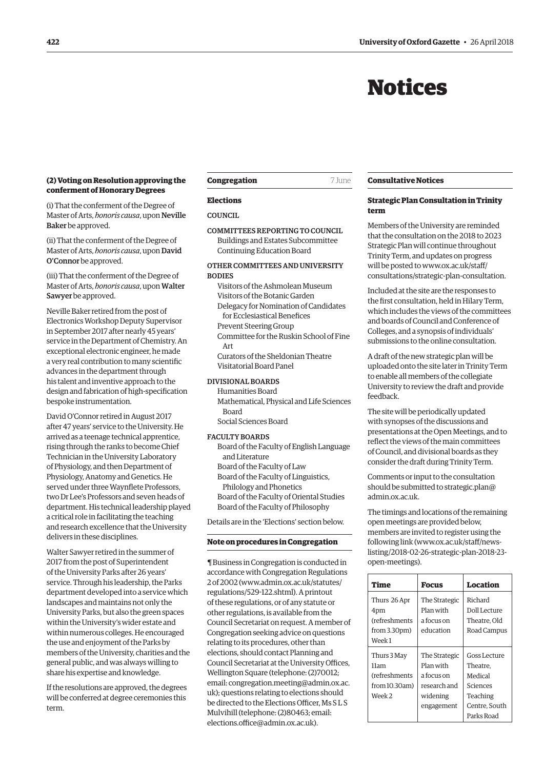# Notices

**(2) Voting on Resolution approving the conferment of Honorary Degrees**

(i) That the conferment of the Degree of Master of Arts, *honoris causa*, upon **Neville Baker** be approved.

(ii) That the conferment of the Degree of Master of Arts, *honoris causa*, upon **David O'Connor** be approved.

(iii) That the conferment of the Degree of Master of Arts, *honoris causa*, upon **Walter Sawyer** be approved.

Neville Baker retired from the post of Electronics Workshop Deputy Supervisor in September 2017 after nearly 45 years' service in the Department of Chemistry. An exceptional electronic engineer, he made a very real contribution to many scientific advances in the department through his talent and inventive approach to the design and fabrication of high-specification bespoke instrumentation.

David O'Connor retired in August 2017 after 47 years' service to the University. He arrived as a teenage technical apprentice, rising through the ranks to become Chief Technician in the University Laboratory of Physiology, and then Department of Physiology, Anatomy and Genetics. He served under three Waynflete Professors, two Dr Lee's Professors and seven heads of department. His technical leadership played a critical role in facilitating the teaching and research excellence that the University delivers in these disciplines.

Walter Sawyer retired in the summer of 2017 from the post of Superintendent of the University Parks after 26 years' service. Through his leadership, the Parks department developed into a service which landscapes and maintains not only the University Parks, but also the green spaces within the University's wider estate and within numerous colleges. He encouraged the use and enjoyment of the Parks by members of the University, charities and the general public, and was always willing to share his expertise and knowledge.

If the resolutions are approved, the degrees will be conferred at degree ceremonies this term.

## Congregation 7 June

### Elections

COUNCIL

COMMITTEES REPORTING TO COUNCIL
- Buildings and Estates Subcommittee
- Continuing Education Board

OTHER COMMITTEES AND UNIVERSITY BODIES
- Visitors of the Ashmolean Museum
- Visitors of the Botanic Garden
- Delegacy for Nomination of Candidates for Ecclesiastical Benefices
- Prevent Steering Group
- Committee for the Ruskin School of Fine Art
- Curators of the Sheldonian Theatre
- Visitatorial Board Panel

DIVISIONAL BOARDS
- Humanities Board
- Mathematical, Physical and Life Sciences Board
- Social Sciences Board

FACULTY BOARDS
- Board of the Faculty of English Language and Literature
- Board of the Faculty of Law
- Board of the Faculty of Linguistics, Philology and Phonetics
- Board of the Faculty of Oriental Studies
- Board of the Faculty of Philosophy

Details are in the 'Elections' section below.

### Note on procedures in Congregation

¶ Business in Congregation is conducted in accordance with Congregation Regulations 2 of 2002 (www.admin.ox.ac.uk/statutes/regulations/529-122.shtml). A printout of these regulations, or of any statute or other regulations, is available from the Council Secretariat on request. A member of Congregation seeking advice on questions relating to its procedures, other than elections, should contact Planning and Council Secretariat at the University Offices, Wellington Square (telephone: (2)70012; email: congregation.meeting@admin.ox.ac.uk); questions relating to elections should be directed to the Elections Officer, Ms S L S Mulvihill (telephone: (2)80463; email: elections.office@admin.ox.ac.uk).

## Consultative Notices

### Strategic Plan Consultation in Trinity term

Members of the University are reminded that the consultation on the 2018 to 2023 Strategic Plan will continue throughout Trinity Term, and updates on progress will be posted to www.ox.ac.uk/staff/consultations/strategic-plan-consultation.

Included at the site are the responses to the first consultation, held in Hilary Term, which includes the views of the committees and boards of Council and Conference of Colleges, and a synopsis of individuals' submissions to the online consultation.

A draft of the new strategic plan will be uploaded onto the site later in Trinity Term to enable all members of the collegiate University to review the draft and provide feedback.

The site will be periodically updated with synopses of the discussions and presentations at the Open Meetings, and to reflect the views of the main committees of Council, and divisional boards as they consider the draft during Trinity Term.

Comments or input to the consultation should be submitted to strategic.plan@admin.ox.ac.uk.

The timings and locations of the remaining open meetings are provided below, members are invited to register using the following link (www.ox.ac.uk/staff/news-listing/2018-02-26-strategic-plan-2018-23-open-meetings).

| Time | Focus | Location |
|---|---|---|
| Thurs 26 Apr 4pm (refreshments from 3.30pm) Week 1 | The Strategic Plan with a focus on education | Richard Doll Lecture Theatre, Old Road Campus |
| Thurs 3 May 11am (refreshments from 10.30am) Week 2 | The Strategic Plan with a focus on research and widening engagement | Goss Lecture Theatre, Medical Sciences Teaching Centre, South Parks Road |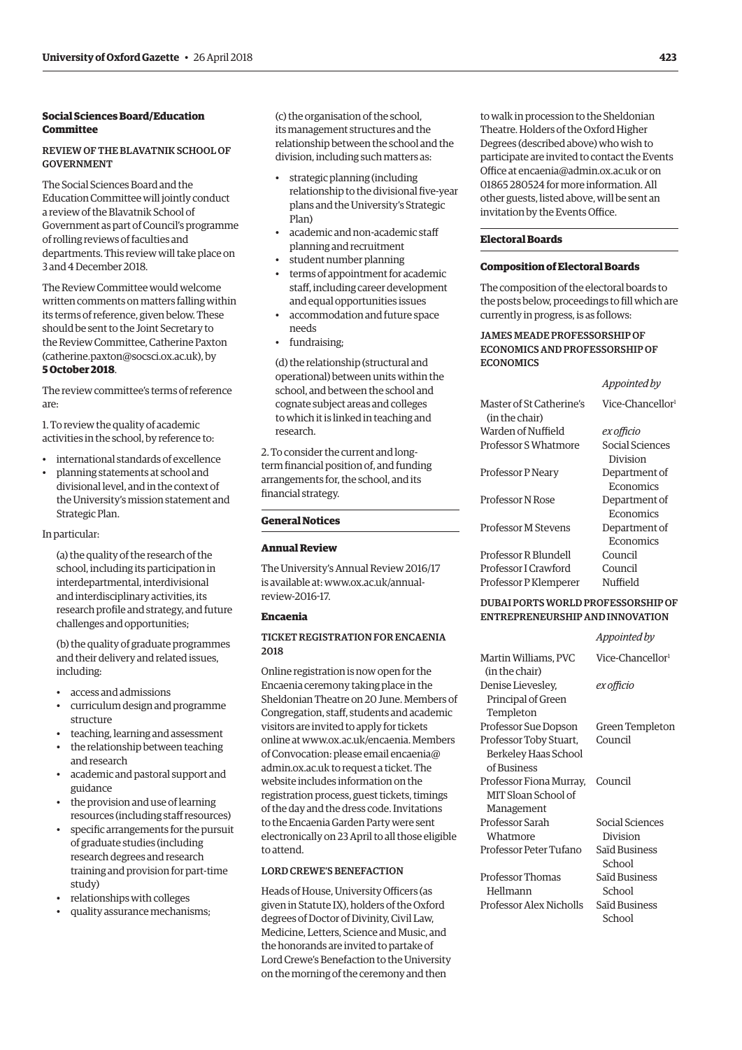## Social Sciences Board/Education Committee

### REVIEW OF THE BLAVATNIK SCHOOL OF GOVERNMENT

The Social Sciences Board and the Education Committee will jointly conduct a review of the Blavatnik School of Government as part of Council's programme of rolling reviews of faculties and departments. This review will take place on 3 and 4 December 2018.

The Review Committee would welcome written comments on matters falling within its terms of reference, given below. These should be sent to the Joint Secretary to the Review Committee, Catherine Paxton (catherine.paxton@socsci.ox.ac.uk), by **5 October 2018**.

The review committee's terms of reference are:

1. To review the quality of academic activities in the school, by reference to:

- international standards of excellence
- planning statements at school and divisional level, and in the context of the University's mission statement and Strategic Plan.

In particular:

(a) the quality of the research of the school, including its participation in interdepartmental, interdivisional and interdisciplinary activities, its research profile and strategy, and future challenges and opportunities;

(b) the quality of graduate programmes and their delivery and related issues, including:

- access and admissions
- curriculum design and programme structure
- teaching, learning and assessment
- the relationship between teaching and research
- academic and pastoral support and guidance
- the provision and use of learning resources (including staff resources)
- specific arrangements for the pursuit of graduate studies (including research degrees and research training and provision for part-time study)
- relationships with colleges
- quality assurance mechanisms;

(c) the organisation of the school, its management structures and the relationship between the school and the division, including such matters as:

- strategic planning (including relationship to the divisional five-year plans and the University's Strategic Plan)
- academic and non-academic staff planning and recruitment
- student number planning
- terms of appointment for academic staff, including career development and equal opportunities issues
- accommodation and future space needs
- fundraising;

(d) the relationship (structural and operational) between units within the school, and between the school and cognate subject areas and colleges to which it is linked in teaching and research.

2. To consider the current and long-term financial position of, and funding arrangements for, the school, and its financial strategy.

## General Notices

### Annual Review

The University's Annual Review 2016/17 is available at: www.ox.ac.uk/annual-review-2016-17.

### Encaenia

#### TICKET REGISTRATION FOR ENCAENIA 2018

Online registration is now open for the Encaenia ceremony taking place in the Sheldonian Theatre on 20 June. Members of Congregation, staff, students and academic visitors are invited to apply for tickets online at www.ox.ac.uk/encaenia. Members of Convocation: please email encaenia@admin.ox.ac.uk to request a ticket. The website includes information on the registration process, guest tickets, timings of the day and the dress code. Invitations to the Encaenia Garden Party were sent electronically on 23 April to all those eligible to attend.

#### LORD CREWE'S BENEFACTION

Heads of House, University Officers (as given in Statute IX), holders of the Oxford degrees of Doctor of Divinity, Civil Law, Medicine, Letters, Science and Music, and the honorands are invited to partake of Lord Crewe's Benefaction to the University on the morning of the ceremony and then to walk in procession to the Sheldonian Theatre. Holders of the Oxford Higher Degrees (described above) who wish to participate are invited to contact the Events Office at encaenia@admin.ox.ac.uk or on 01865 280524 for more information. All other guests, listed above, will be sent an invitation by the Events Office.

## Electoral Boards

### Composition of Electoral Boards

The composition of the electoral boards to the posts below, proceedings to fill which are currently in progress, is as follows:

#### JAMES MEADE PROFESSORSHIP OF ECONOMICS AND PROFESSORSHIP OF ECONOMICS

| | *Appointed by* |
|---|---|
| Master of St Catherine's (in the chair) | Vice-Chancellor[1] |
| Warden of Nuffield | *ex officio* |
| Professor S Whatmore | Social Sciences Division |
| Professor P Neary | Department of Economics |
| Professor N Rose | Department of Economics |
| Professor M Stevens | Department of Economics |
| Professor R Blundell | Council |
| Professor I Crawford | Council |
| Professor P Klemperer | Nuffield |

#### DUBAI PORTS WORLD PROFESSORSHIP OF ENTREPRENEURSHIP AND INNOVATION

| | *Appointed by* |
|---|---|
| Martin Williams, PVC (in the chair) | Vice-Chancellor[1] |
| Denise Lievesley, Principal of Green Templeton | *ex officio* |
| Professor Sue Dopson | Green Templeton |
| Professor Toby Stuart, Berkeley Haas School of Business | Council |
| Professor Fiona Murray, MIT Sloan School of Management | Council |
| Professor Sarah Whatmore | Social Sciences Division |
| Professor Peter Tufano | Saïd Business School |
| Professor Thomas Hellmann | Saïd Business School |
| Professor Alex Nicholls | Saïd Business School |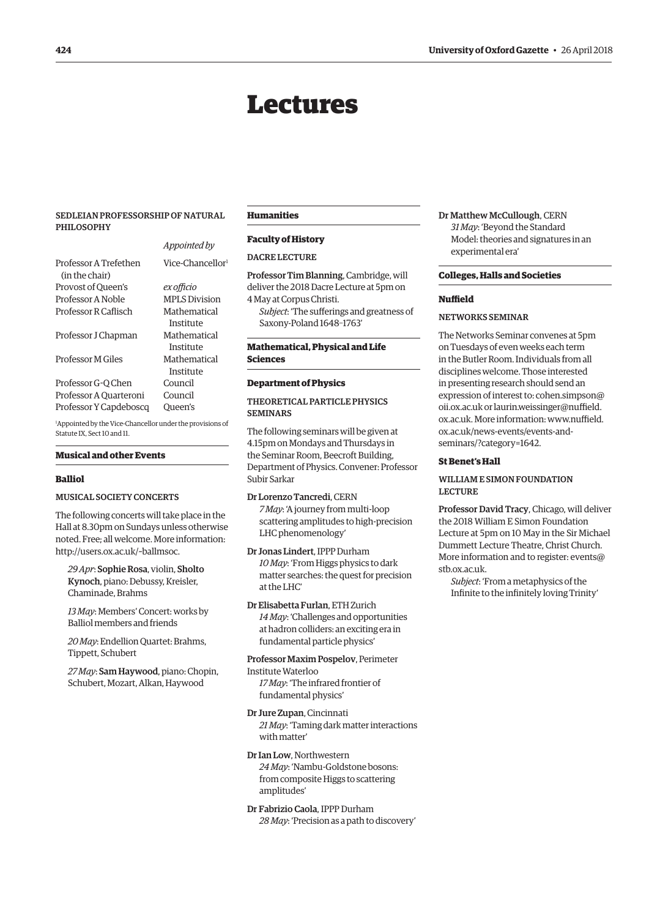# Lectures

### SEDLEIAN PROFESSORSHIP OF NATURAL PHILOSOPHY

| | *Appointed by* |
|---|---|
| Professor A Trefethen (in the chair) | Vice-Chancellor[1] |
| Provost of Queen's | *ex officio* |
| Professor A Noble | MPLS Division |
| Professor R Caflisch | Mathematical Institute |
| Professor J Chapman | Mathematical Institute |
| Professor M Giles | Mathematical Institute |
| Professor G-Q Chen | Council |
| Professor A Quarteroni | Council |
| Professor Y Capdeboscq | Queen's |

[1]Appointed by the Vice-Chancellor under the provisions of Statute IX, Sect 10 and 11.

## Musical and other Events

### Balliol

#### MUSICAL SOCIETY CONCERTS

The following concerts will take place in the Hall at 8.30pm on Sundays unless otherwise noted. Free; all welcome. More information: http://users.ox.ac.uk/~ballmsoc.

*29 Apr*: Sophie Rosa, violin, Sholto Kynoch, piano: Debussy, Kreisler, Chaminade, Brahms

*13 May*: Members' Concert: works by Balliol members and friends

*20 May*: Endellion Quartet: Brahms, Tippett, Schubert

*27 May*: Sam Haywood, piano: Chopin, Schubert, Mozart, Alkan, Haywood

## Humanities

### Faculty of History

#### DACRE LECTURE

Professor Tim Blanning, Cambridge, will deliver the 2018 Dacre Lecture at 5pm on 4 May at Corpus Christi.

*Subject*: 'The sufferings and greatness of Saxony-Poland 1648–1763'

## Mathematical, Physical and Life Sciences

### Department of Physics

#### THEORETICAL PARTICLE PHYSICS SEMINARS

The following seminars will be given at 4.15pm on Mondays and Thursdays in the Seminar Room, Beecroft Building, Department of Physics. Convener: Professor Subir Sarkar

Dr Lorenzo Tancredi, CERN
*7 May*: 'A journey from multi-loop scattering amplitudes to high-precision LHC phenomenology'

Dr Jonas Lindert, IPPP Durham
*10 May*: 'From Higgs physics to dark matter searches: the quest for precision at the LHC'

Dr Elisabetta Furlan, ETH Zurich
*14 May*: 'Challenges and opportunities at hadron colliders: an exciting era in fundamental particle physics'

Professor Maxim Pospelov, Perimeter Institute Waterloo
*17 May*: 'The infrared frontier of fundamental physics'

Dr Jure Zupan, Cincinnati
*21 May*: 'Taming dark matter interactions with matter'

Dr Ian Low, Northwestern
*24 May*: 'Nambu-Goldstone bosons: from composite Higgs to scattering amplitudes'

Dr Fabrizio Caola, IPPP Durham
*28 May*: 'Precision as a path to discovery'

Dr Matthew McCullough, CERN
*31 May*: 'Beyond the Standard Model: theories and signatures in an experimental era'

## Colleges, Halls and Societies

### Nuffield

#### NETWORKS SEMINAR

The Networks Seminar convenes at 5pm on Tuesdays of even weeks each term in the Butler Room. Individuals from all disciplines welcome. Those interested in presenting research should send an expression of interest to: cohen.simpson@oii.ox.ac.uk or laurin.weissinger@nuffield.ox.ac.uk. More information: www.nuffield.ox.ac.uk/news-events/events-and-seminars/?category=1642.

### St Benet's Hall

#### WILLIAM E SIMON FOUNDATION LECTURE

Professor David Tracy, Chicago, will deliver the 2018 William E Simon Foundation Lecture at 5pm on 10 May in the Sir Michael Dummett Lecture Theatre, Christ Church. More information and to register: events@stb.ox.ac.uk.

*Subject*: 'From a metaphysics of the Infinite to the infinitely loving Trinity'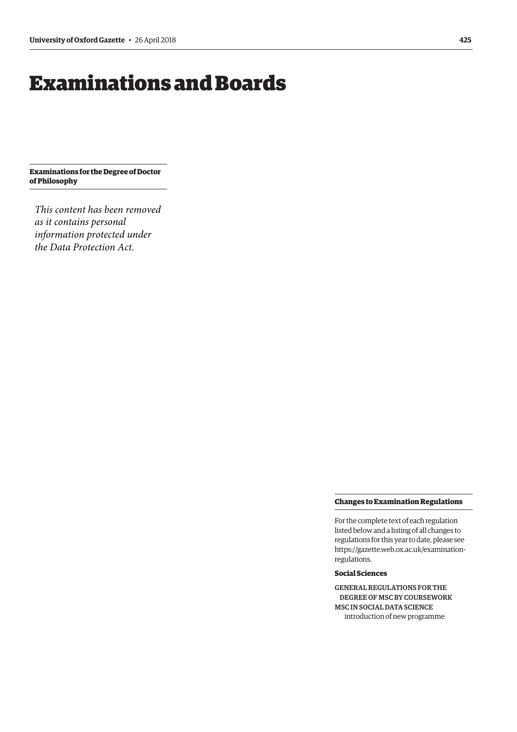# Examinations and Boards

### Examinations for the Degree of Doctor of Philosophy

*This content has been removed as it contains personal information protected under the Data Protection Act.*

### Changes to Examination Regulations

For the complete text of each regulation listed below and a listing of all changes to regulations for this year to date, please see https://gazette.web.ox.ac.uk/examination-regulations.

**Social Sciences**

GENERAL REGULATIONS FOR THE DEGREE OF MSC BY COURSEWORK
MSC IN SOCIAL DATA SCIENCE
introduction of new programme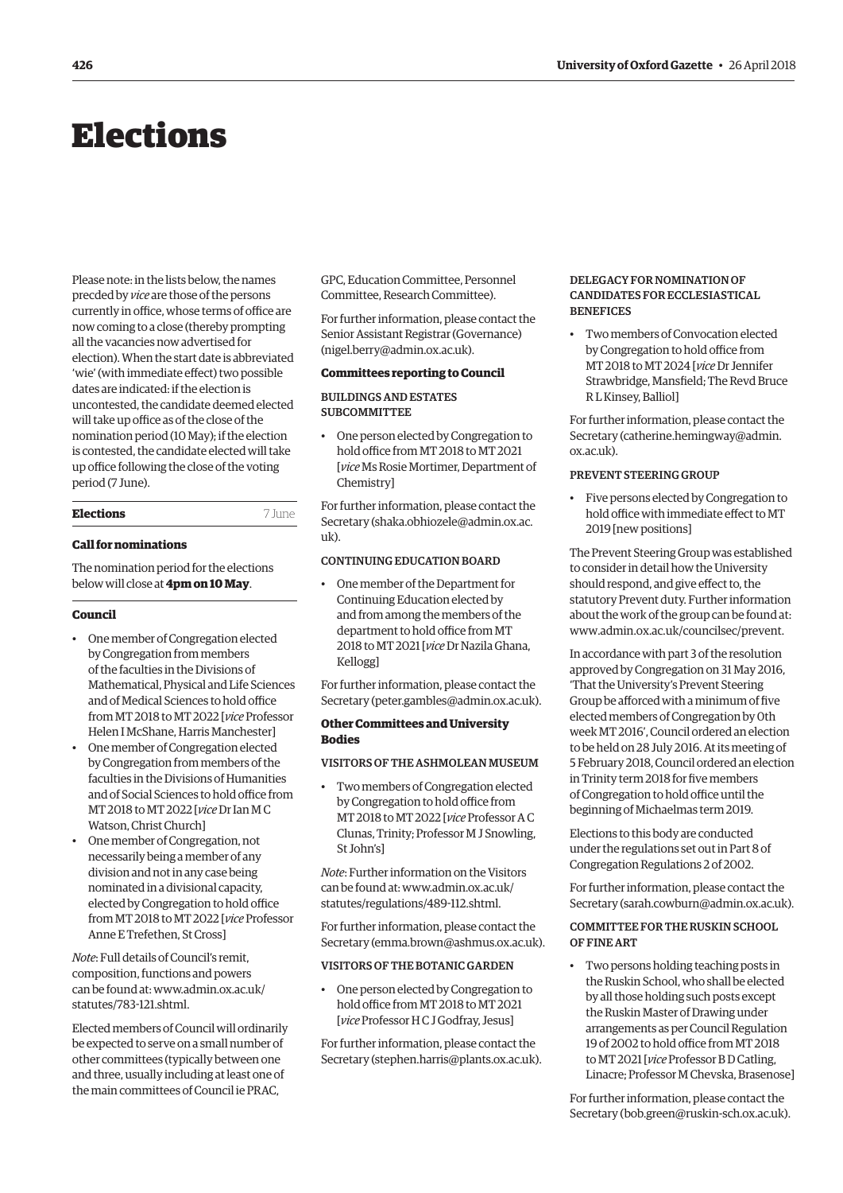# Elections

Please note: in the lists below, the names precded by *vice* are those of the persons currently in office, whose terms of office are now coming to a close (thereby prompting all the vacancies now advertised for election). When the start date is abbreviated 'wie' (with immediate effect) two possible dates are indicated: if the election is uncontested, the candidate deemed elected will take up office as of the close of the nomination period (10 May); if the election is contested, the candidate elected will take up office following the close of the voting period (7 June).

## Elections — 7 June

### Call for nominations

The nomination period for the elections below will close at **4pm on 10 May**.

### Council

- One member of Congregation elected by Congregation from members of the faculties in the Divisions of Mathematical, Physical and Life Sciences and of Medical Sciences to hold office from MT 2018 to MT 2022 [*vice* Professor Helen I McShane, Harris Manchester]
- One member of Congregation elected by Congregation from members of the faculties in the Divisions of Humanities and of Social Sciences to hold office from MT 2018 to MT 2022 [*vice* Dr Ian M C Watson, Christ Church]
- One member of Congregation, not necessarily being a member of any division and not in any case being nominated in a divisional capacity, elected by Congregation to hold office from MT 2018 to MT 2022 [*vice* Professor Anne E Trefethen, St Cross]

*Note*: Full details of Council's remit, composition, functions and powers can be found at: www.admin.ox.ac.uk/statutes/783-121.shtml.

Elected members of Council will ordinarily be expected to serve on a small number of other committees (typically between one and three, usually including at least one of the main committees of Council ie PRAC, GPC, Education Committee, Personnel Committee, Research Committee).

For further information, please contact the Senior Assistant Registrar (Governance) (nigel.berry@admin.ox.ac.uk).

### Committees reporting to Council

#### BUILDINGS AND ESTATES SUBCOMMITTEE

- One person elected by Congregation to hold office from MT 2018 to MT 2021 [*vice* Ms Rosie Mortimer, Department of Chemistry]

For further information, please contact the Secretary (shaka.obhiozele@admin.ox.ac.uk).

#### CONTINUING EDUCATION BOARD

- One member of the Department for Continuing Education elected by and from among the members of the department to hold office from MT 2018 to MT 2021 [*vice* Dr Nazila Ghana, Kellogg]

For further information, please contact the Secretary (peter.gambles@admin.ox.ac.uk).

### Other Committees and University Bodies

#### VISITORS OF THE ASHMOLEAN MUSEUM

- Two members of Congregation elected by Congregation to hold office from MT 2018 to MT 2022 [*vice* Professor A C Clunas, Trinity; Professor M J Snowling, St John's]

*Note*: Further information on the Visitors can be found at: www.admin.ox.ac.uk/statutes/regulations/489-112.shtml.

For further information, please contact the Secretary (emma.brown@ashmus.ox.ac.uk).

#### VISITORS OF THE BOTANIC GARDEN

- One person elected by Congregation to hold office from MT 2018 to MT 2021 [*vice* Professor H C J Godfray, Jesus]

For further information, please contact the Secretary (stephen.harris@plants.ox.ac.uk).

#### DELEGACY FOR NOMINATION OF CANDIDATES FOR ECCLESIASTICAL BENEFICES

- Two members of Convocation elected by Congregation to hold office from MT 2018 to MT 2024 [*vice* Dr Jennifer Strawbridge, Mansfield; The Revd Bruce R L Kinsey, Balliol]

For further information, please contact the Secretary (catherine.hemingway@admin.ox.ac.uk).

#### PREVENT STEERING GROUP

- Five persons elected by Congregation to hold office with immediate effect to MT 2019 [new positions]

The Prevent Steering Group was established to consider in detail how the University should respond, and give effect to, the statutory Prevent duty. Further information about the work of the group can be found at: www.admin.ox.ac.uk/councilsec/prevent.

In accordance with part 3 of the resolution approved by Congregation on 31 May 2016, 'That the University's Prevent Steering Group be afforced with a minimum of five elected members of Congregation by 0th week MT 2016', Council ordered an election to be held on 28 July 2016. At its meeting of 5 February 2018, Council ordered an election in Trinity term 2018 for five members of Congregation to hold office until the beginning of Michaelmas term 2019.

Elections to this body are conducted under the regulations set out in Part 8 of Congregation Regulations 2 of 2002.

For further information, please contact the Secretary (sarah.cowburn@admin.ox.ac.uk).

#### COMMITTEE FOR THE RUSKIN SCHOOL OF FINE ART

- Two persons holding teaching posts in the Ruskin School, who shall be elected by all those holding such posts except the Ruskin Master of Drawing under arrangements as per Council Regulation 19 of 2002 to hold office from MT 2018 to MT 2021 [*vice* Professor B D Catling, Linacre; Professor M Chevska, Brasenose]

For further information, please contact the Secretary (bob.green@ruskin-sch.ox.ac.uk).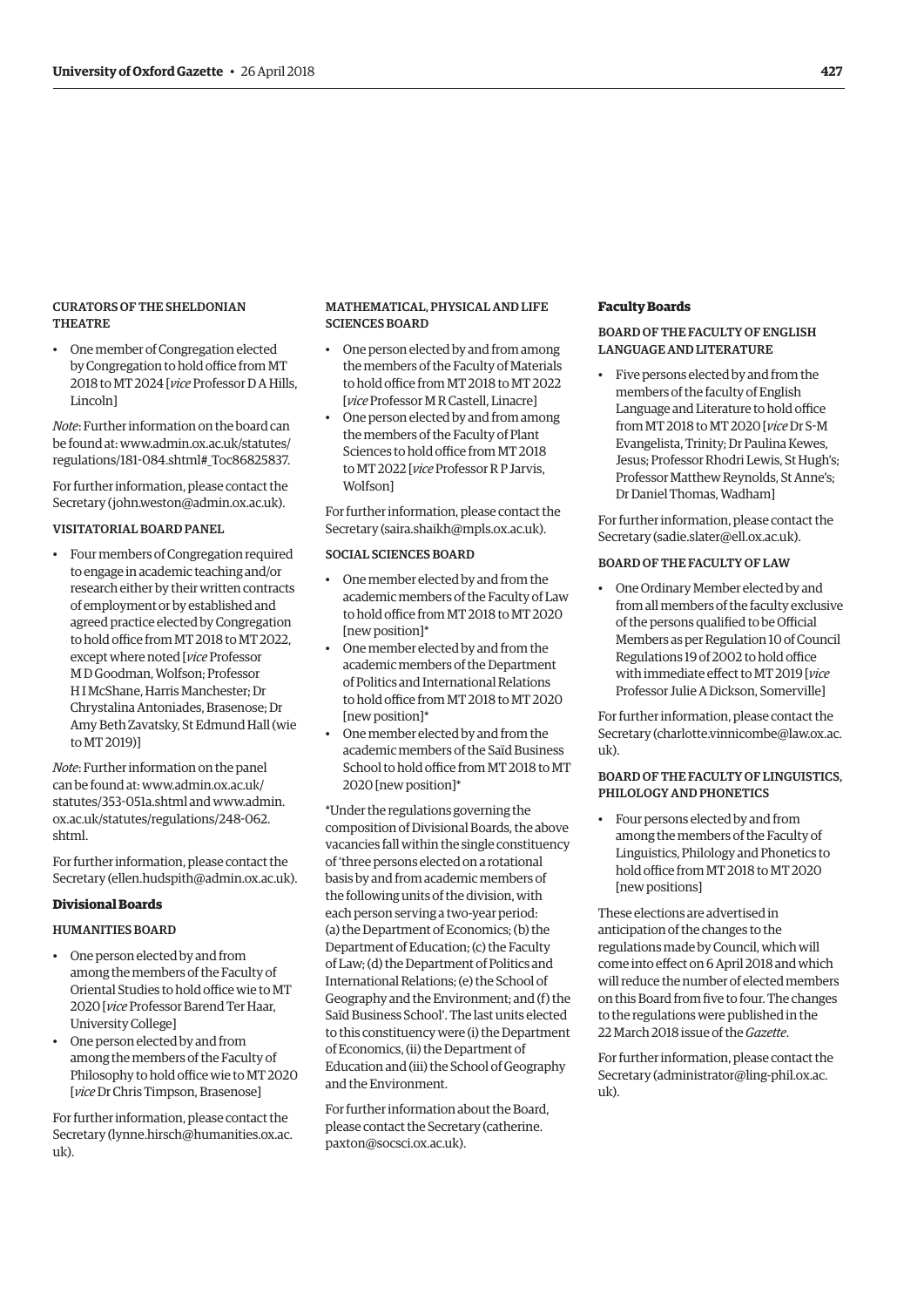#### CURATORS OF THE SHELDONIAN THEATRE

- One member of Congregation elected by Congregation to hold office from MT 2018 to MT 2024 [*vice* Professor D A Hills, Lincoln]

*Note*: Further information on the board can be found at: www.admin.ox.ac.uk/statutes/regulations/181-084.shtml#_Toc86825837.

For further information, please contact the Secretary (john.weston@admin.ox.ac.uk).

#### VISITATORIAL BOARD PANEL

- Four members of Congregation required to engage in academic teaching and/or research either by their written contracts of employment or by established and agreed practice elected by Congregation to hold office from MT 2018 to MT 2022, except where noted [*vice* Professor M D Goodman, Wolfson; Professor H I McShane, Harris Manchester; Dr Chrystalina Antoniades, Brasenose; Dr Amy Beth Zavatsky, St Edmund Hall (wie to MT 2019)]

*Note*: Further information on the panel can be found at: www.admin.ox.ac.uk/statutes/353-051a.shtml and www.admin.ox.ac.uk/statutes/regulations/248-062.shtml.

For further information, please contact the Secretary (ellen.hudspith@admin.ox.ac.uk).

### Divisional Boards

#### HUMANITIES BOARD

- One person elected by and from among the members of the Faculty of Oriental Studies to hold office wie to MT 2020 [*vice* Professor Barend Ter Haar, University College]
- One person elected by and from among the members of the Faculty of Philosophy to hold office wie to MT 2020 [*vice* Dr Chris Timpson, Brasenose]

For further information, please contact the Secretary (lynne.hirsch@humanities.ox.ac.uk).

#### MATHEMATICAL, PHYSICAL AND LIFE SCIENCES BOARD

- One person elected by and from among the members of the Faculty of Materials to hold office from MT 2018 to MT 2022 [*vice* Professor M R Castell, Linacre]
- One person elected by and from among the members of the Faculty of Plant Sciences to hold office from MT 2018 to MT 2022 [*vice* Professor R P Jarvis, Wolfson]

For further information, please contact the Secretary (saira.shaikh@mpls.ox.ac.uk).

#### SOCIAL SCIENCES BOARD

- One member elected by and from the academic members of the Faculty of Law to hold office from MT 2018 to MT 2020 [new position]*
- One member elected by and from the academic members of the Department of Politics and International Relations to hold office from MT 2018 to MT 2020 [new position]*
- One member elected by and from the academic members of the Saïd Business School to hold office from MT 2018 to MT 2020 [new position]*

*Under the regulations governing the composition of Divisional Boards, the above vacancies fall within the single constituency of 'three persons elected on a rotational basis by and from academic members of the following units of the division, with each person serving a two-year period: (a) the Department of Economics; (b) the Department of Education; (c) the Faculty of Law; (d) the Department of Politics and International Relations; (e) the School of Geography and the Environment; and (f) the Saïd Business School'. The last units elected to this constituency were (i) the Department of Economics, (ii) the Department of Education and (iii) the School of Geography and the Environment.

For further information about the Board, please contact the Secretary (catherine.paxton@socsci.ox.ac.uk).

### Faculty Boards

#### BOARD OF THE FACULTY OF ENGLISH LANGUAGE AND LITERATURE

- Five persons elected by and from the members of the faculty of English Language and Literature to hold office from MT 2018 to MT 2020 [*vice* Dr S-M Evangelista, Trinity; Dr Paulina Kewes, Jesus; Professor Rhodri Lewis, St Hugh's; Professor Matthew Reynolds, St Anne's; Dr Daniel Thomas, Wadham]

For further information, please contact the Secretary (sadie.slater@ell.ox.ac.uk).

#### BOARD OF THE FACULTY OF LAW

- One Ordinary Member elected by and from all members of the faculty exclusive of the persons qualified to be Official Members as per Regulation 10 of Council Regulations 19 of 2002 to hold office with immediate effect to MT 2019 [*vice* Professor Julie A Dickson, Somerville]

For further information, please contact the Secretary (charlotte.vinnicombe@law.ox.ac.uk).

#### BOARD OF THE FACULTY OF LINGUISTICS, PHILOLOGY AND PHONETICS

- Four persons elected by and from among the members of the Faculty of Linguistics, Philology and Phonetics to hold office from MT 2018 to MT 2020 [new positions]

These elections are advertised in anticipation of the changes to the regulations made by Council, which will come into effect on 6 April 2018 and which will reduce the number of elected members on this Board from five to four. The changes to the regulations were published in the 22 March 2018 issue of the *Gazette*.

For further information, please contact the Secretary (administrator@ling-phil.ox.ac.uk).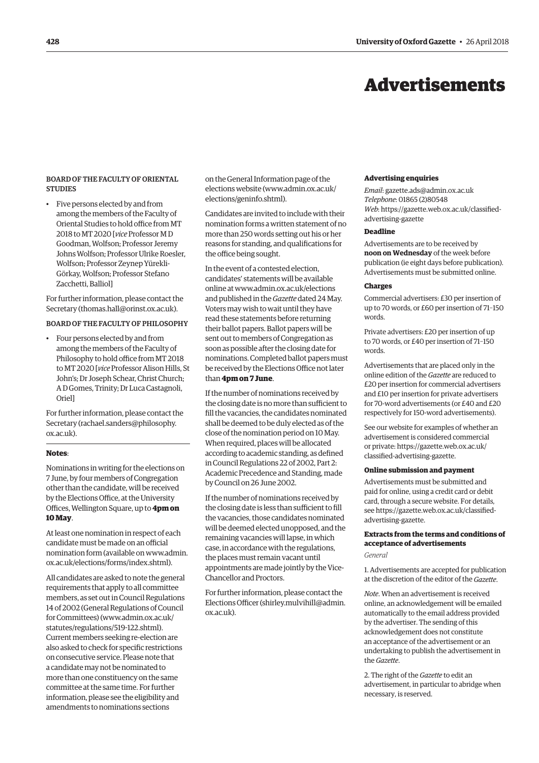# Advertisements

BOARD OF THE FACULTY OF ORIENTAL STUDIES

- Five persons elected by and from among the members of the Faculty of Oriental Studies to hold office from MT 2018 to MT 2020 [*vice* Professor M D Goodman, Wolfson; Professor Jeremy Johns Wolfson; Professor Ulrike Roesler, Wolfson; Professor Zeynep Yürekli-Görkay, Wolfson; Professor Stefano Zacchetti, Balliol]

For further information, please contact the Secretary (thomas.hall@orinst.ox.ac.uk).

BOARD OF THE FACULTY OF PHILOSOPHY

- Four persons elected by and from among the members of the Faculty of Philosophy to hold office from MT 2018 to MT 2020 [*vice* Professor Alison Hills, St John's; Dr Joseph Schear, Christ Church; A D Gomes, Trinity; Dr Luca Castagnoli, Oriel]

For further information, please contact the Secretary (rachael.sanders@philosophy.ox.ac.uk).

**Notes**:

Nominations in writing for the elections on 7 June, by four members of Congregation other than the candidate, will be received by the Elections Office, at the University Offices, Wellington Square, up to **4pm on 10 May**.

At least one nomination in respect of each candidate must be made on an official nomination form (available on www.admin.ox.ac.uk/elections/forms/index.shtml).

All candidates are asked to note the general requirements that apply to all committee members, as set out in Council Regulations 14 of 2002 (General Regulations of Council for Committees) (www.admin.ox.ac.uk/statutes/regulations/519-122.shtml). Current members seeking re-election are also asked to check for specific restrictions on consecutive service. Please note that a candidate may not be nominated to more than one constituency on the same committee at the same time. For further information, please see the eligibility and amendments to nominations sections on the General Information page of the elections website (www.admin.ox.ac.uk/elections/geninfo.shtml).

Candidates are invited to include with their nomination forms a written statement of no more than 250 words setting out his or her reasons for standing, and qualifications for the office being sought.

In the event of a contested election, candidates' statements will be available online at www.admin.ox.ac.uk/elections and published in the *Gazette* dated 24 May. Voters may wish to wait until they have read these statements before returning their ballot papers. Ballot papers will be sent out to members of Congregation as soon as possible after the closing date for nominations. Completed ballot papers must be received by the Elections Office not later than **4pm on 7 June**.

If the number of nominations received by the closing date is no more than sufficient to fill the vacancies, the candidates nominated shall be deemed to be duly elected as of the close of the nomination period on 10 May. When required, places will be allocated according to academic standing, as defined in Council Regulations 22 of 2002, Part 2: Academic Precedence and Standing, made by Council on 26 June 2002.

If the number of nominations received by the closing date is less than sufficient to fill the vacancies, those candidates nominated will be deemed elected unopposed, and the remaining vacancies will lapse, in which case, in accordance with the regulations, the places must remain vacant until appointments are made jointly by the Vice-Chancellor and Proctors.

For further information, please contact the Elections Officer (shirley.mulvihill@admin.ox.ac.uk).

**Advertising enquiries**

*Email*: gazette.ads@admin.ox.ac.uk
*Telephone*: 01865 (2)80548
*Web*: https://gazette.web.ox.ac.uk/classified-advertising-gazette

**Deadline**

Advertisements are to be received by **noon on Wednesday** of the week before publication (ie eight days before publication). Advertisements must be submitted online.

**Charges**

Commercial advertisers: £30 per insertion of up to 70 words, or £60 per insertion of 71–150 words.

Private advertisers: £20 per insertion of up to 70 words, or £40 per insertion of 71–150 words.

Advertisements that are placed only in the online edition of the *Gazette* are reduced to £20 per insertion for commercial advertisers and £10 per insertion for private advertisers for 70-word advertisements (or £40 and £20 respectively for 150-word advertisements).

See our website for examples of whether an advertisement is considered commercial or private: https://gazette.web.ox.ac.uk/classified-advertising-gazette.

**Online submission and payment**

Advertisements must be submitted and paid for online, using a credit card or debit card, through a secure website. For details, see https://gazette.web.ox.ac.uk/classified-advertising-gazette.

**Extracts from the terms and conditions of acceptance of advertisements**

*General*

1. Advertisements are accepted for publication at the discretion of the editor of the *Gazette*.

*Note*. When an advertisement is received online, an acknowledgement will be emailed automatically to the email address provided by the advertiser. The sending of this acknowledgement does not constitute an acceptance of the advertisement or an undertaking to publish the advertisement in the *Gazette*.

2. The right of the *Gazette* to edit an advertisement, in particular to abridge when necessary, is reserved.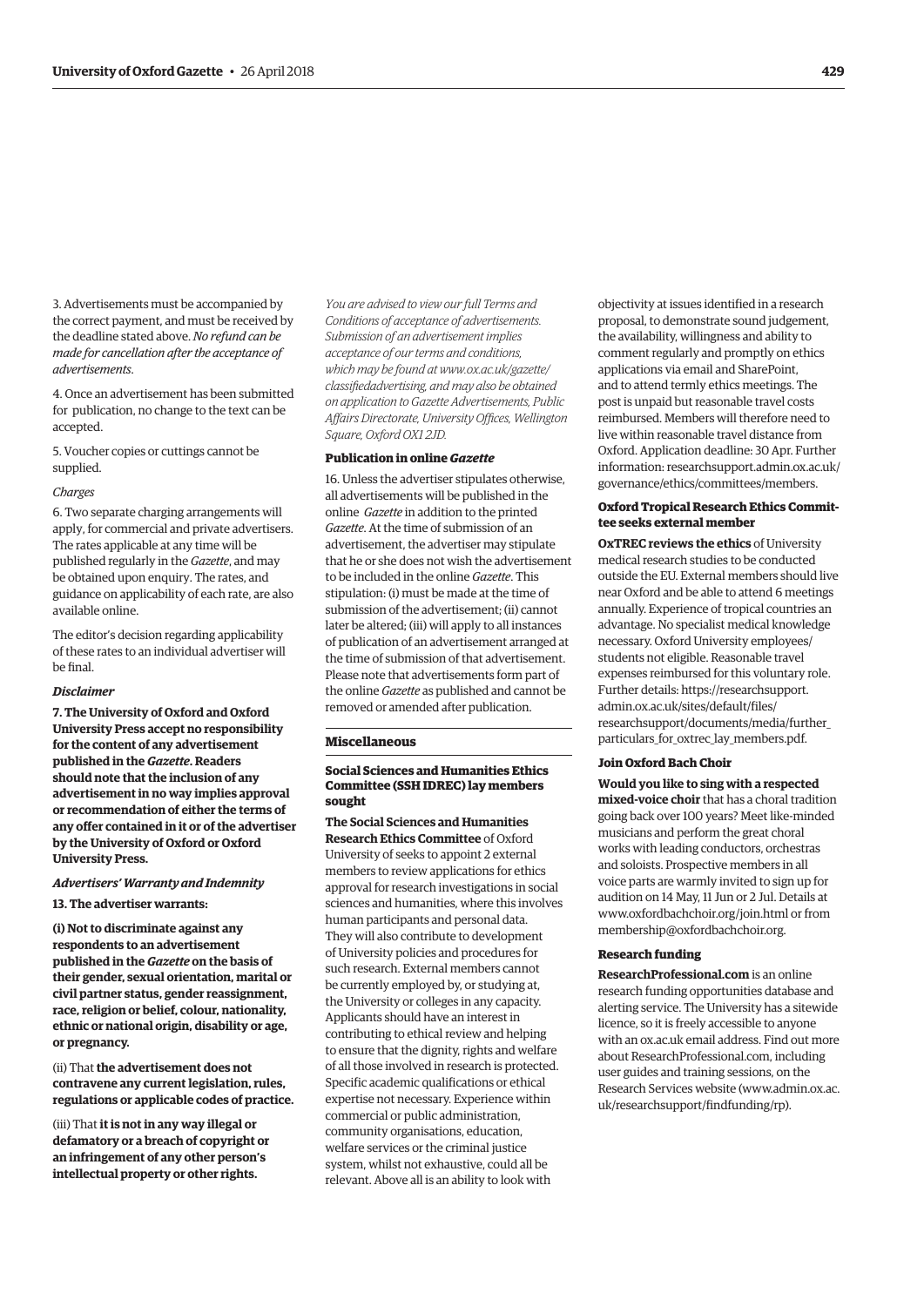3. Advertisements must be accompanied by the correct payment, and must be received by the deadline stated above. *No refund can be made for cancellation after the acceptance of advertisements*.

4. Once an advertisement has been submitted for publication, no change to the text can be accepted.

5. Voucher copies or cuttings cannot be supplied.

*Charges*

6. Two separate charging arrangements will apply, for commercial and private advertisers. The rates applicable at any time will be published regularly in the *Gazette*, and may be obtained upon enquiry. The rates, and guidance on applicability of each rate, are also available online.

The editor's decision regarding applicability of these rates to an individual advertiser will be final.

***Disclaimer***

**7. The University of Oxford and Oxford University Press accept no responsibility for the content of any advertisement published in the *Gazette*. Readers should note that the inclusion of any advertisement in no way implies approval or recommendation of either the terms of any offer contained in it or of the advertiser by the University of Oxford or Oxford University Press.**

***Advertisers' Warranty and Indemnity***

**13. The advertiser warrants:**

**(i) Not to discriminate against any respondents to an advertisement published in the *Gazette* on the basis of their gender, sexual orientation, marital or civil partner status, gender reassignment, race, religion or belief, colour, nationality, ethnic or national origin, disability or age, or pregnancy.**

(ii) That **the advertisement does not contravene any current legislation, rules, regulations or applicable codes of practice.**

(iii) That **it is not in any way illegal or defamatory or a breach of copyright or an infringement of any other person's intellectual property or other rights.**

*You are advised to view our full Terms and Conditions of acceptance of advertisements. Submission of an advertisement implies acceptance of our terms and conditions, which may be found at www.ox.ac.uk/gazette/classifiedadvertising, and may also be obtained on application to Gazette Advertisements, Public Affairs Directorate, University Offices, Wellington Square, Oxford OX1 2JD.*

**Publication in online *Gazette***

16. Unless the advertiser stipulates otherwise, all advertisements will be published in the online *Gazette* in addition to the printed *Gazette*. At the time of submission of an advertisement, the advertiser may stipulate that he or she does not wish the advertisement to be included in the online *Gazette*. This stipulation: (i) must be made at the time of submission of the advertisement; (ii) cannot later be altered; (iii) will apply to all instances of publication of an advertisement arranged at the time of submission of that advertisement. Please note that advertisements form part of the online *Gazette* as published and cannot be removed or amended after publication.

## Miscellaneous

### Social Sciences and Humanities Ethics Committee (SSH IDREC) lay members sought

**The Social Sciences and Humanities Research Ethics Committee** of Oxford University of seeks to appoint 2 external members to review applications for ethics approval for research investigations in social sciences and humanities, where this involves human participants and personal data. They will also contribute to development of University policies and procedures for such research. External members cannot be currently employed by, or studying at, the University or colleges in any capacity. Applicants should have an interest in contributing to ethical review and helping to ensure that the dignity, rights and welfare of all those involved in research is protected. Specific academic qualifications or ethical expertise not necessary. Experience within commercial or public administration, community organisations, education, welfare services or the criminal justice system, whilst not exhaustive, could all be relevant. Above all is an ability to look with objectivity at issues identified in a research proposal, to demonstrate sound judgement, the availability, willingness and ability to comment regularly and promptly on ethics applications via email and SharePoint, and to attend termly ethics meetings. The post is unpaid but reasonable travel costs reimbursed. Members will therefore need to live within reasonable travel distance from Oxford. Application deadline: 30 Apr. Further information: researchsupport.admin.ox.ac.uk/governance/ethics/committees/members.

### Oxford Tropical Research Ethics Committee seeks external member

**OxTREC reviews the ethics** of University medical research studies to be conducted outside the EU. External members should live near Oxford and be able to attend 6 meetings annually. Experience of tropical countries an advantage. No specialist medical knowledge necessary. Oxford University employees/students not eligible. Reasonable travel expenses reimbursed for this voluntary role. Further details: https://researchsupport.admin.ox.ac.uk/sites/default/files/researchsupport/documents/media/further_particulars_for_oxtrec_lay_members.pdf.

### Join Oxford Bach Choir

**Would you like to sing with a respected mixed-voice choir** that has a choral tradition going back over 100 years? Meet like-minded musicians and perform the great choral works with leading conductors, orchestras and soloists. Prospective members in all voice parts are warmly invited to sign up for audition on 14 May, 11 Jun or 2 Jul. Details at www.oxfordbachchoir.org/join.html or from membership@oxfordbachchoir.org.

### Research funding

**ResearchProfessional.com** is an online research funding opportunities database and alerting service. The University has a sitewide licence, so it is freely accessible to anyone with an ox.ac.uk email address. Find out more about ResearchProfessional.com, including user guides and training sessions, on the Research Services website (www.admin.ox.ac.uk/researchsupport/findfunding/rp).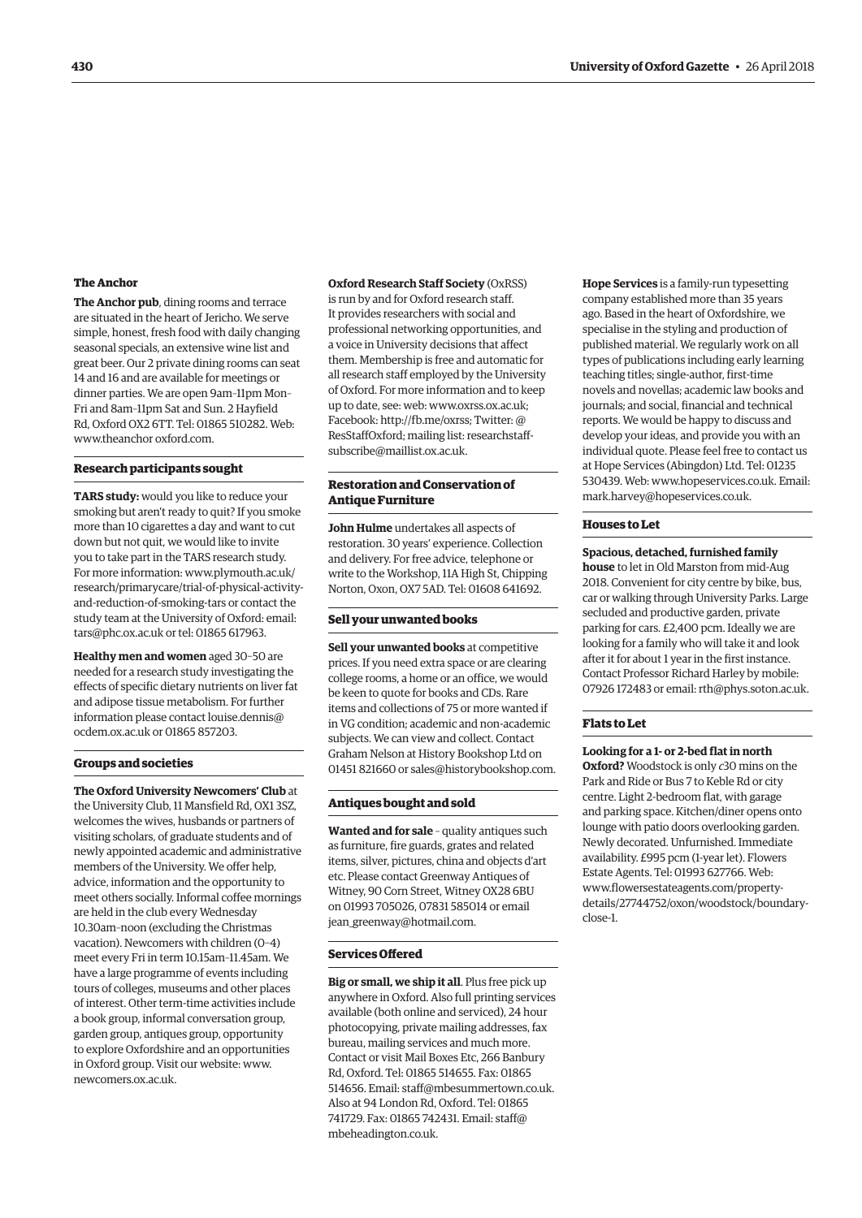### The Anchor

**The Anchor pub**, dining rooms and terrace are situated in the heart of Jericho. We serve simple, honest, fresh food with daily changing seasonal specials, an extensive wine list and great beer. Our 2 private dining rooms can seat 14 and 16 and are available for meetings or dinner parties. We are open 9am–11pm Mon–Fri and 8am–11pm Sat and Sun. 2 Hayfield Rd, Oxford OX2 6TT. Tel: 01865 510282. Web: www.theanchor oxford.com.

### Research participants sought

**TARS study:** would you like to reduce your smoking but aren't ready to quit? If you smoke more than 10 cigarettes a day and want to cut down but not quit, we would like to invite you to take part in the TARS research study. For more information: www.plymouth.ac.uk/research/primarycare/trial-of-physical-activity-and-reduction-of-smoking-tars or contact the study team at the University of Oxford: email: tars@phc.ox.ac.uk or tel: 01865 617963.

**Healthy men and women** aged 30–50 are needed for a research study investigating the effects of specific dietary nutrients on liver fat and adipose tissue metabolism. For further information please contact louise.dennis@ocdem.ox.ac.uk or 01865 857203.

### Groups and societies

**The Oxford University Newcomers' Club** at the University Club, 11 Mansfield Rd, OX1 3SZ, welcomes the wives, husbands or partners of visiting scholars, of graduate students and of newly appointed academic and administrative members of the University. We offer help, advice, information and the opportunity to meet others socially. Informal coffee mornings are held in the club every Wednesday 10.30am–noon (excluding the Christmas vacation). Newcomers with children (0–4) meet every Fri in term 10.15am–11.45am. We have a large programme of events including tours of colleges, museums and other places of interest. Other term-time activities include a book group, informal conversation group, garden group, antiques group, opportunity to explore Oxfordshire and an opportunities in Oxford group. Visit our website: www.newcomers.ox.ac.uk.

**Oxford Research Staff Society** (OxRSS) is run by and for Oxford research staff. It provides researchers with social and professional networking opportunities, and a voice in University decisions that affect them. Membership is free and automatic for all research staff employed by the University of Oxford. For more information and to keep up to date, see: web: www.oxrss.ox.ac.uk; Facebook: http://fb.me/oxrss; Twitter: @ResStaffOxford; mailing list: researchstaff-subscribe@maillist.ox.ac.uk.

### Restoration and Conservation of Antique Furniture

**John Hulme** undertakes all aspects of restoration. 30 years' experience. Collection and delivery. For free advice, telephone or write to the Workshop, 11A High St, Chipping Norton, Oxon, OX7 5AD. Tel: 01608 641692.

### Sell your unwanted books

**Sell your unwanted books** at competitive prices. If you need extra space or are clearing college rooms, a home or an office, we would be keen to quote for books and CDs. Rare items and collections of 75 or more wanted if in VG condition; academic and non-academic subjects. We can view and collect. Contact Graham Nelson at History Bookshop Ltd on 01451 821660 or sales@historybookshop.com.

### Antiques bought and sold

**Wanted and for sale** – quality antiques such as furniture, fire guards, grates and related items, silver, pictures, china and objects d'art etc. Please contact Greenway Antiques of Witney, 90 Corn Street, Witney OX28 6BU on 01993 705026, 07831 585014 or email jean_greenway@hotmail.com.

### Services Offered

**Big or small, we ship it all**. Plus free pick up anywhere in Oxford. Also full printing services available (both online and serviced), 24 hour photocopying, private mailing addresses, fax bureau, mailing services and much more. Contact or visit Mail Boxes Etc, 266 Banbury Rd, Oxford. Tel: 01865 514655. Fax: 01865 514656. Email: staff@mbesummertown.co.uk. Also at 94 London Rd, Oxford. Tel: 01865 741729. Fax: 01865 742431. Email: staff@mbeheadington.co.uk.

**Hope Services** is a family-run typesetting company established more than 35 years ago. Based in the heart of Oxfordshire, we specialise in the styling and production of published material. We regularly work on all types of publications including early learning teaching titles; single-author, first-time novels and novellas; academic law books and journals; and social, financial and technical reports. We would be happy to discuss and develop your ideas, and provide you with an individual quote. Please feel free to contact us at Hope Services (Abingdon) Ltd. Tel: 01235 530439. Web: www.hopeservices.co.uk. Email: mark.harvey@hopeservices.co.uk.

### Houses to Let

**Spacious, detached, furnished family house** to let in Old Marston from mid-Aug 2018. Convenient for city centre by bike, bus, car or walking through University Parks. Large secluded and productive garden, private parking for cars. £2,400 pcm. Ideally we are looking for a family who will take it and look after it for about 1 year in the first instance. Contact Professor Richard Harley by mobile: 07926 172483 or email: rth@phys.soton.ac.uk.

### Flats to Let

**Looking for a 1- or 2-bed flat in north Oxford?** Woodstock is only *c*30 mins on the Park and Ride or Bus 7 to Keble Rd or city centre. Light 2-bedroom flat, with garage and parking space. Kitchen/diner opens onto lounge with patio doors overlooking garden. Newly decorated. Unfurnished. Immediate availability. £995 pcm (1-year let). Flowers Estate Agents. Tel: 01993 627766. Web: www.flowersestateagents.com/property-details/27744752/oxon/woodstock/boundary-close-1.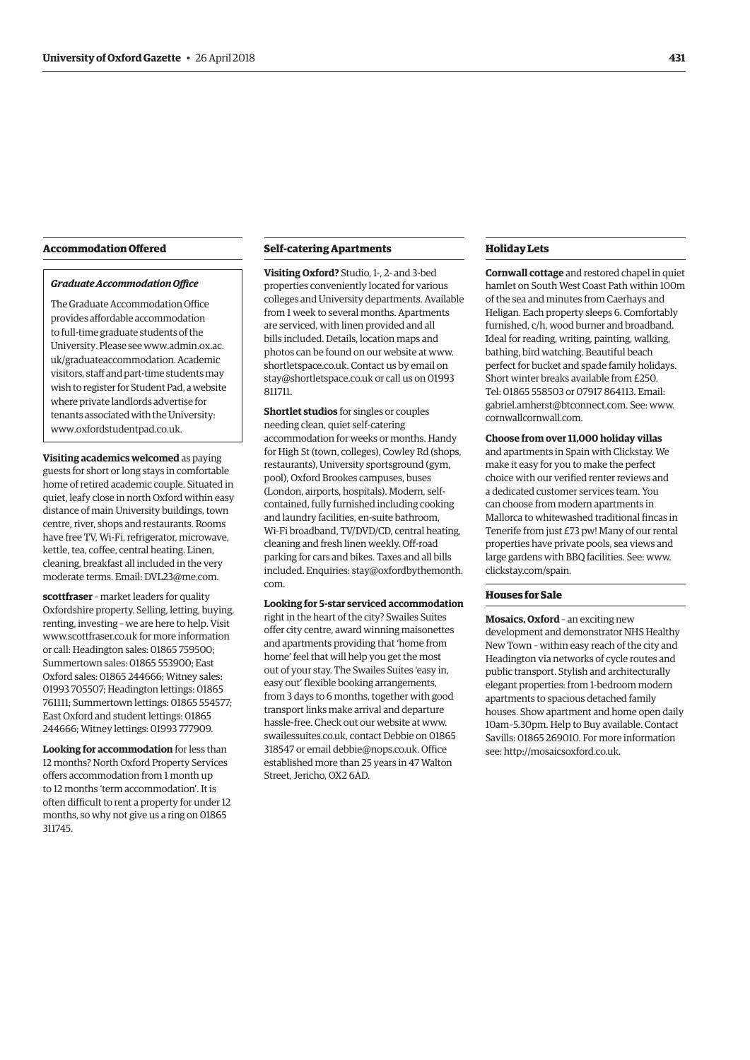### Accommodation Offered

***Graduate Accommodation Office***

The Graduate Accommodation Office provides affordable accommodation to full-time graduate students of the University. Please see www.admin.ox.ac.uk/graduateaccommodation. Academic visitors, staff and part-time students may wish to register for Student Pad, a website where private landlords advertise for tenants associated with the University: www.oxfordstudentpad.co.uk.

**Visiting academics welcomed** as paying guests for short or long stays in comfortable home of retired academic couple. Situated in quiet, leafy close in north Oxford within easy distance of main University buildings, town centre, river, shops and restaurants. Rooms have free TV, Wi-Fi, refrigerator, microwave, kettle, tea, coffee, central heating. Linen, cleaning, breakfast all included in the very moderate terms. Email: DVL23@me.com.

**scottfraser** – market leaders for quality Oxfordshire property. Selling, letting, buying, renting, investing – we are here to help. Visit www.scottfraser.co.uk for more information or call: Headington sales: 01865 759500; Summertown sales: 01865 553900; East Oxford sales: 01865 244666; Witney sales: 01993 705507; Headington lettings: 01865 761111; Summertown lettings: 01865 554577; East Oxford and student lettings: 01865 244666; Witney lettings: 01993 777909.

**Looking for accommodation** for less than 12 months? North Oxford Property Services offers accommodation from 1 month up to 12 months 'term accommodation'. It is often difficult to rent a property for under 12 months, so why not give us a ring on 01865 311745.

### Self-catering Apartments

**Visiting Oxford?** Studio, 1-, 2- and 3-bed properties conveniently located for various colleges and University departments. Available from 1 week to several months. Apartments are serviced, with linen provided and all bills included. Details, location maps and photos can be found on our website at www.shortletspace.co.uk. Contact us by email on stay@shortletspace.co.uk or call us on 01993 811711.

**Shortlet studios** for singles or couples needing clean, quiet self-catering accommodation for weeks or months. Handy for High St (town, colleges), Cowley Rd (shops, restaurants), University sportsground (gym, pool), Oxford Brookes campuses, buses (London, airports, hospitals). Modern, self-contained, fully furnished including cooking and laundry facilities, en-suite bathroom, Wi-Fi broadband, TV/DVD/CD, central heating, cleaning and fresh linen weekly. Off-road parking for cars and bikes. Taxes and all bills included. Enquiries: stay@oxfordbythemonth.com.

**Looking for 5-star serviced accommodation** right in the heart of the city? Swailes Suites offer city centre, award winning maisonettes and apartments providing that 'home from home' feel that will help you get the most out of your stay. The Swailes Suites 'easy in, easy out' flexible booking arrangements, from 3 days to 6 months, together with good transport links make arrival and departure hassle-free. Check out our website at www.swailessuites.co.uk, contact Debbie on 01865 318547 or email debbie@nops.co.uk. Office established more than 25 years in 47 Walton Street, Jericho, OX2 6AD.

### Holiday Lets

**Cornwall cottage** and restored chapel in quiet hamlet on South West Coast Path within 100m of the sea and minutes from Caerhays and Heligan. Each property sleeps 6. Comfortably furnished, c/h, wood burner and broadband. Ideal for reading, writing, painting, walking, bathing, bird watching. Beautiful beach perfect for bucket and spade family holidays. Short winter breaks available from £250. Tel: 01865 558503 or 07917 864113. Email: gabriel.amherst@btconnect.com. See: www.cornwallcornwall.com.

**Choose from over 11,000 holiday villas** and apartments in Spain with Clickstay. We make it easy for you to make the perfect choice with our verified renter reviews and a dedicated customer services team. You can choose from modern apartments in Mallorca to whitewashed traditional fincas in Tenerife from just £73 pw! Many of our rental properties have private pools, sea views and large gardens with BBQ facilities. See: www.clickstay.com/spain.

### Houses for Sale

**Mosaics, Oxford** – an exciting new development and demonstrator NHS Healthy New Town – within easy reach of the city and Headington via networks of cycle routes and public transport. Stylish and architecturally elegant properties: from 1-bedroom modern apartments to spacious detached family houses. Show apartment and home open daily 10am–5.30pm. Help to Buy available. Contact Savills: 01865 269010. For more information see: http://mosaicsoxford.co.uk.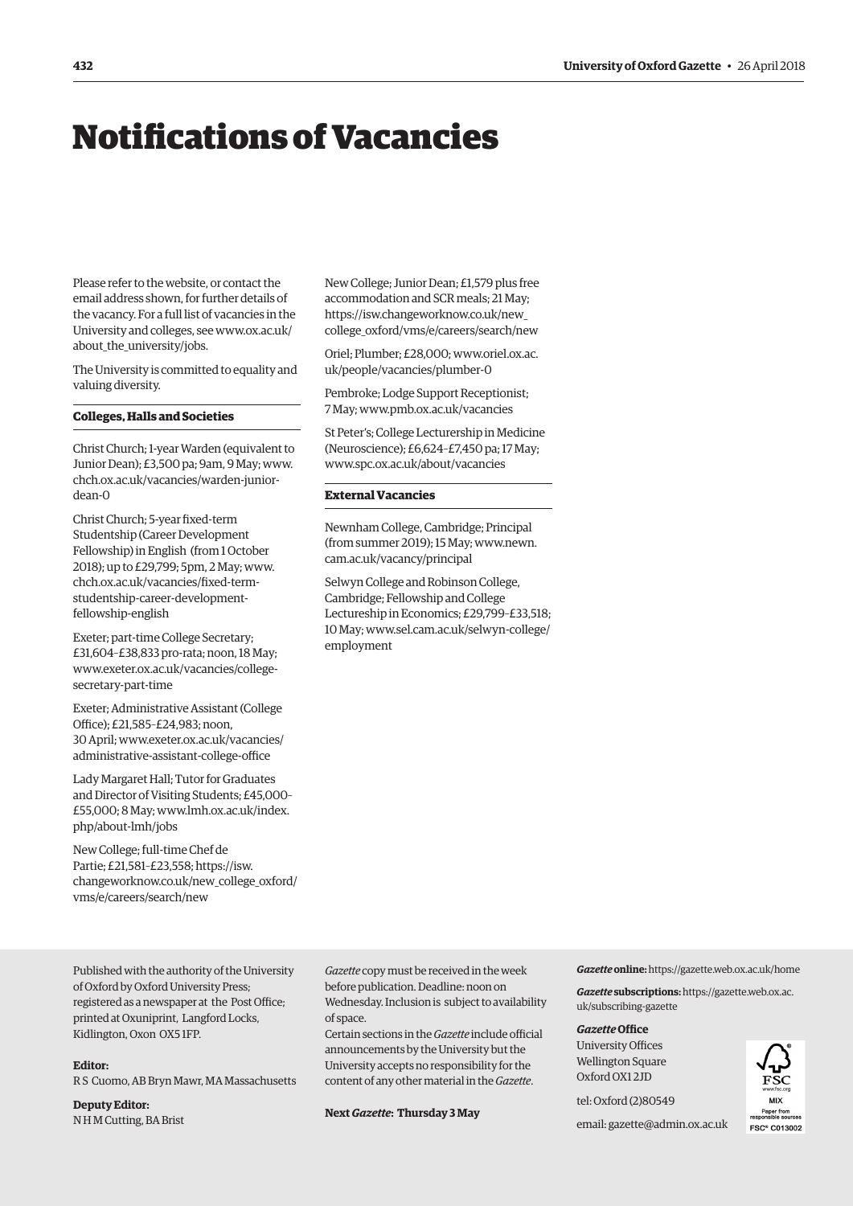# Notifications of Vacancies

Please refer to the website, or contact the email address shown, for further details of the vacancy. For a full list of vacancies in the University and colleges, see www.ox.ac.uk/about_the_university/jobs.

The University is committed to equality and valuing diversity.

### Colleges, Halls and Societies

Christ Church; 1-year Warden (equivalent to Junior Dean); £3,500 pa; 9am, 9 May; www.chch.ox.ac.uk/vacancies/warden-junior-dean-0

Christ Church; 5-year fixed-term Studentship (Career Development Fellowship) in English (from 1 October 2018); up to £29,799; 5pm, 2 May; www.chch.ox.ac.uk/vacancies/fixed-term-studentship-career-development-fellowship-english

Exeter; part-time College Secretary; £31,604–£38,833 pro-rata; noon, 18 May; www.exeter.ox.ac.uk/vacancies/college-secretary-part-time

Exeter; Administrative Assistant (College Office); £21,585–£24,983; noon, 30 April; www.exeter.ox.ac.uk/vacancies/administrative-assistant-college-office

Lady Margaret Hall; Tutor for Graduates and Director of Visiting Students; £45,000–£55,000; 8 May; www.lmh.ox.ac.uk/index.php/about-lmh/jobs

New College; full-time Chef de Partie; £21,581–£23,558; https://isw.changeworknow.co.uk/new_college_oxford/vms/e/careers/search/new

New College; Junior Dean; £1,579 plus free accommodation and SCR meals; 21 May; https://isw.changeworknow.co.uk/new_college_oxford/vms/e/careers/search/new

Oriel; Plumber; £28,000; www.oriel.ox.ac.uk/people/vacancies/plumber-0

Pembroke; Lodge Support Receptionist; 7 May; www.pmb.ox.ac.uk/vacancies

St Peter's; College Lecturership in Medicine (Neuroscience); £6,624–£7,450 pa; 17 May; www.spc.ox.ac.uk/about/vacancies

### External Vacancies

Newnham College, Cambridge; Principal (from summer 2019); 15 May; www.newn.cam.ac.uk/vacancy/principal

Selwyn College and Robinson College, Cambridge; Fellowship and College Lectureship in Economics; £29,799–£33,518; 10 May; www.sel.cam.ac.uk/selwyn-college/employment

Published with the authority of the University of Oxford by Oxford University Press; registered as a newspaper at the Post Office; printed at Oxuniprint, Langford Locks, Kidlington, Oxon OX5 1FP.

**Editor:**
R S Cuomo, AB Bryn Mawr, MA Massachusetts

**Deputy Editor:**
N H M Cutting, BA Brist

*Gazette* copy must be received in the week before publication. Deadline: noon on Wednesday. Inclusion is subject to availability of space.
Certain sections in the *Gazette* include official announcements by the University but the University accepts no responsibility for the content of any other material in the *Gazette*.

**Next *Gazette*: Thursday 3 May**

***Gazette* online:** https://gazette.web.ox.ac.uk/home

***Gazette* subscriptions:** https://gazette.web.ox.ac.uk/subscribing-gazette

***Gazette* Office**
University Offices
Wellington Square
Oxford OX1 2JD

tel: Oxford (2)80549

email: gazette@admin.ox.ac.uk

FSC www.fsc.org MIX Paper from responsible sources FSC® C013002